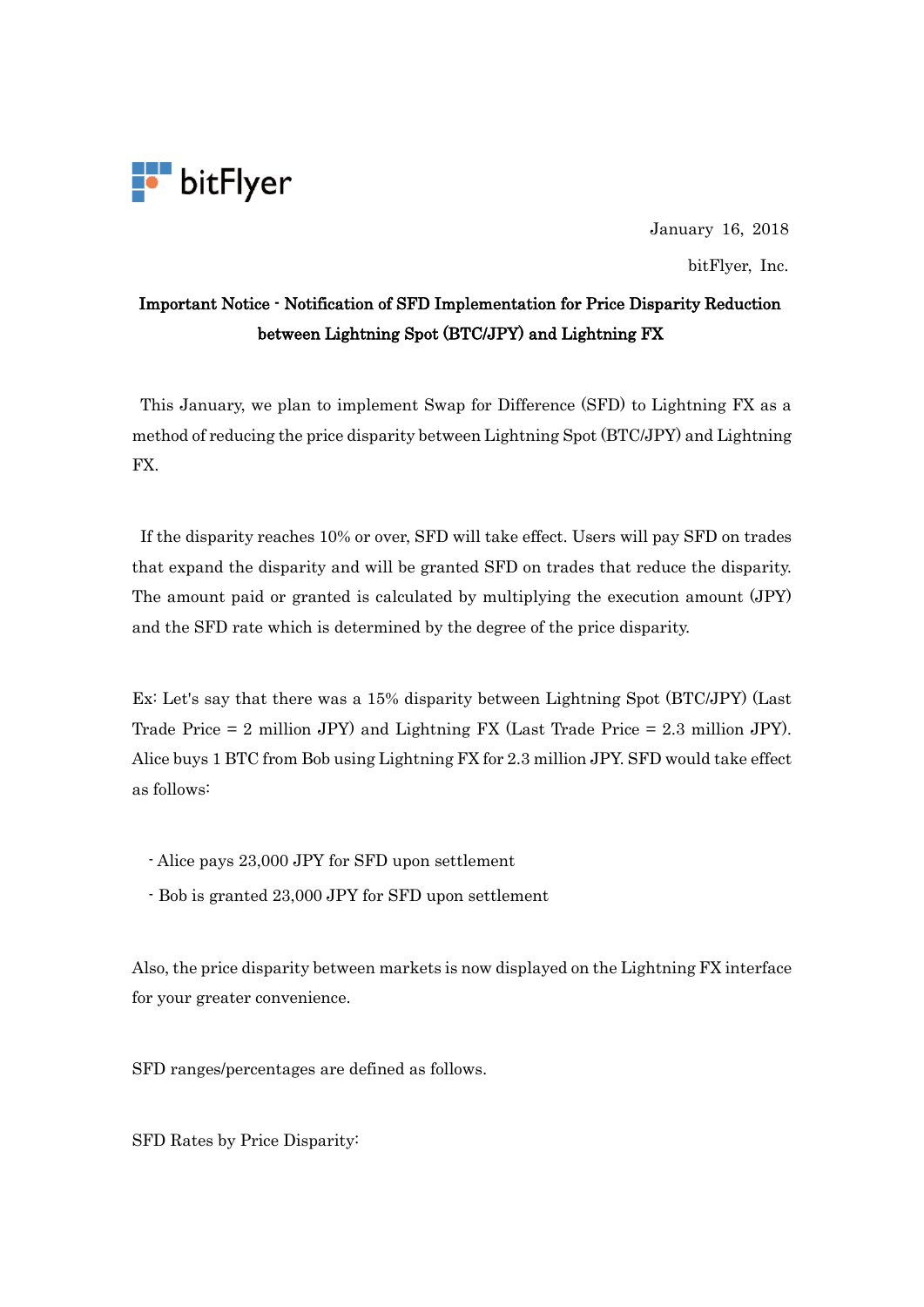bitFlyer

January 16, 2018

bitFlyer, Inc.

## Important Notice - Notification of SFD Implementation for Price Disparity Reduction between Lightning Spot (BTC/JPY) and Lightning FX

This January, we plan to implement Swap for Difference (SFD) to Lightning FX as a method of reducing the price disparity between Lightning Spot (BTC/JPY) and Lightning FX.

If the disparity reaches 10% or over, SFD will take effect. Users will pay SFD on trades that expand the disparity and will be granted SFD on trades that reduce the disparity. The amount paid or granted is calculated by multiplying the execution amount (JPY) and the SFD rate which is determined by the degree of the price disparity.

Ex: Let's say that there was a 15% disparity between Lightning Spot (BTC/JPY) (Last Trade Price = 2 million JPY) and Lightning FX (Last Trade Price = 2.3 million JPY). Alice buys 1 BTC from Bob using Lightning FX for 2.3 million JPY. SFD would take effect as follows:

- Alice pays 23,000 JPY for SFD upon settlement
- Bob is granted 23,000 JPY for SFD upon settlement

Also, the price disparity between markets is now displayed on the Lightning FX interface for your greater convenience.

SFD ranges/percentages are defined as follows.

SFD Rates by Price Disparity: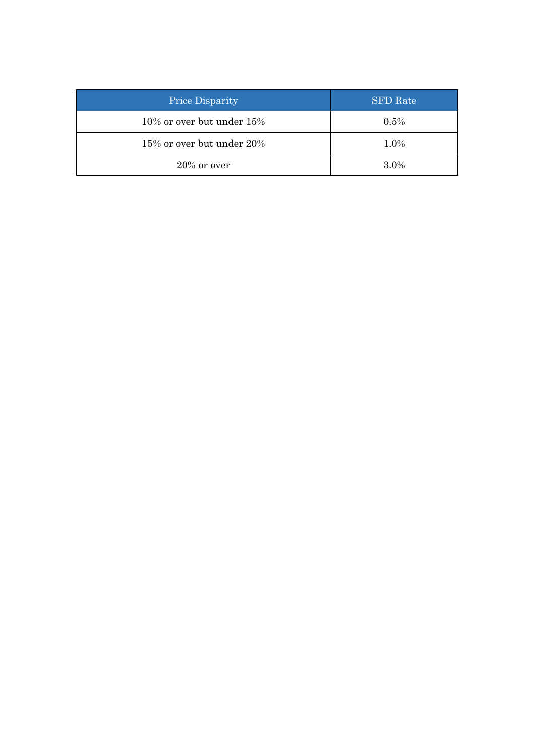| Price Disparity | SFD Rate |
| --- | --- |
| 10% or over but under 15% | 0.5% |
| 15% or over but under 20% | 1.0% |
| 20% or over | 3.0% |